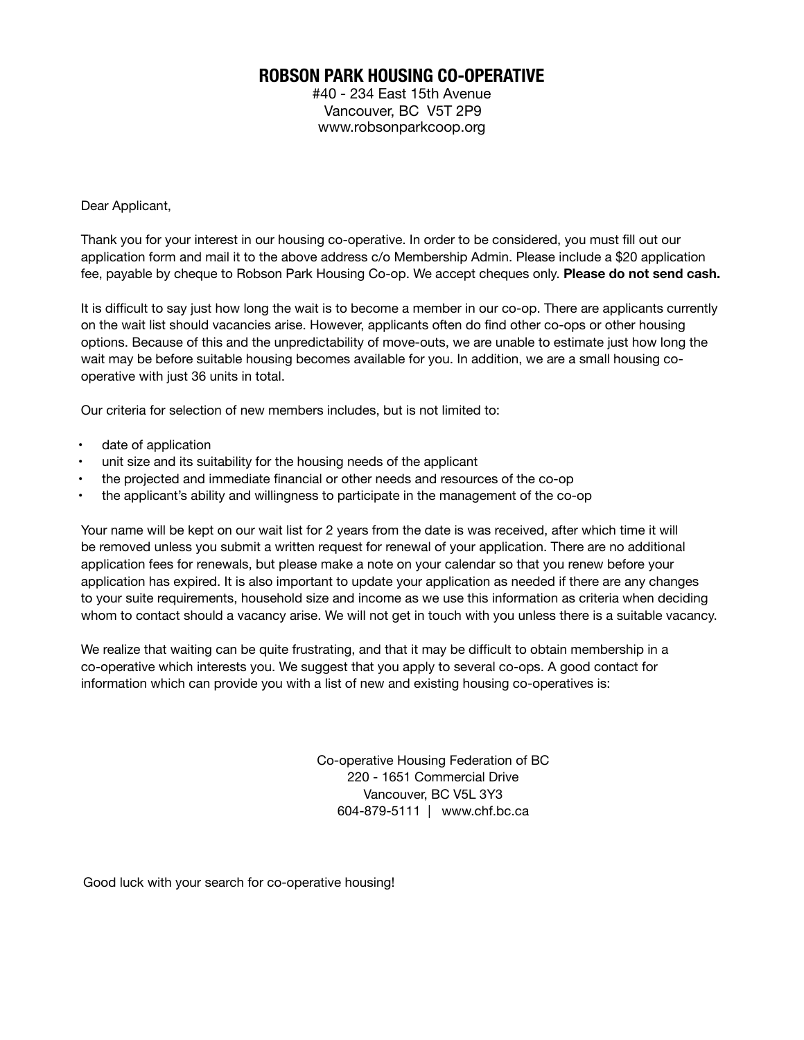# ROBSON PARK HOUSING CO-OPERATIVE

#40 - 234 East 15th Avenue
Vancouver, BC V5T 2P9
www.robsonparkcoop.org

Dear Applicant,

Thank you for your interest in our housing co-operative. In order to be considered, you must fill out our application form and mail it to the above address c/o Membership Admin. Please include a $20 application fee, payable by cheque to Robson Park Housing Co-op. We accept cheques only. **Please do not send cash.**

It is difficult to say just how long the wait is to become a member in our co-op. There are applicants currently on the wait list should vacancies arise. However, applicants often do find other co-ops or other housing options. Because of this and the unpredictability of move-outs, we are unable to estimate just how long the wait may be before suitable housing becomes available for you. In addition, we are a small housing co-operative with just 36 units in total.

Our criteria for selection of new members includes, but is not limited to:

- date of application
- unit size and its suitability for the housing needs of the applicant
- the projected and immediate financial or other needs and resources of the co-op
- the applicant's ability and willingness to participate in the management of the co-op

Your name will be kept on our wait list for 2 years from the date is was received, after which time it will be removed unless you submit a written request for renewal of your application. There are no additional application fees for renewals, but please make a note on your calendar so that you renew before your application has expired. It is also important to update your application as needed if there are any changes to your suite requirements, household size and income as we use this information as criteria when deciding whom to contact should a vacancy arise. We will not get in touch with you unless there is a suitable vacancy.

We realize that waiting can be quite frustrating, and that it may be difficult to obtain membership in a co-operative which interests you. We suggest that you apply to several co-ops. A good contact for information which can provide you with a list of new and existing housing co-operatives is:

Co-operative Housing Federation of BC
220 - 1651 Commercial Drive
Vancouver, BC V5L 3Y3
604-879-5111 | www.chf.bc.ca

Good luck with your search for co-operative housing!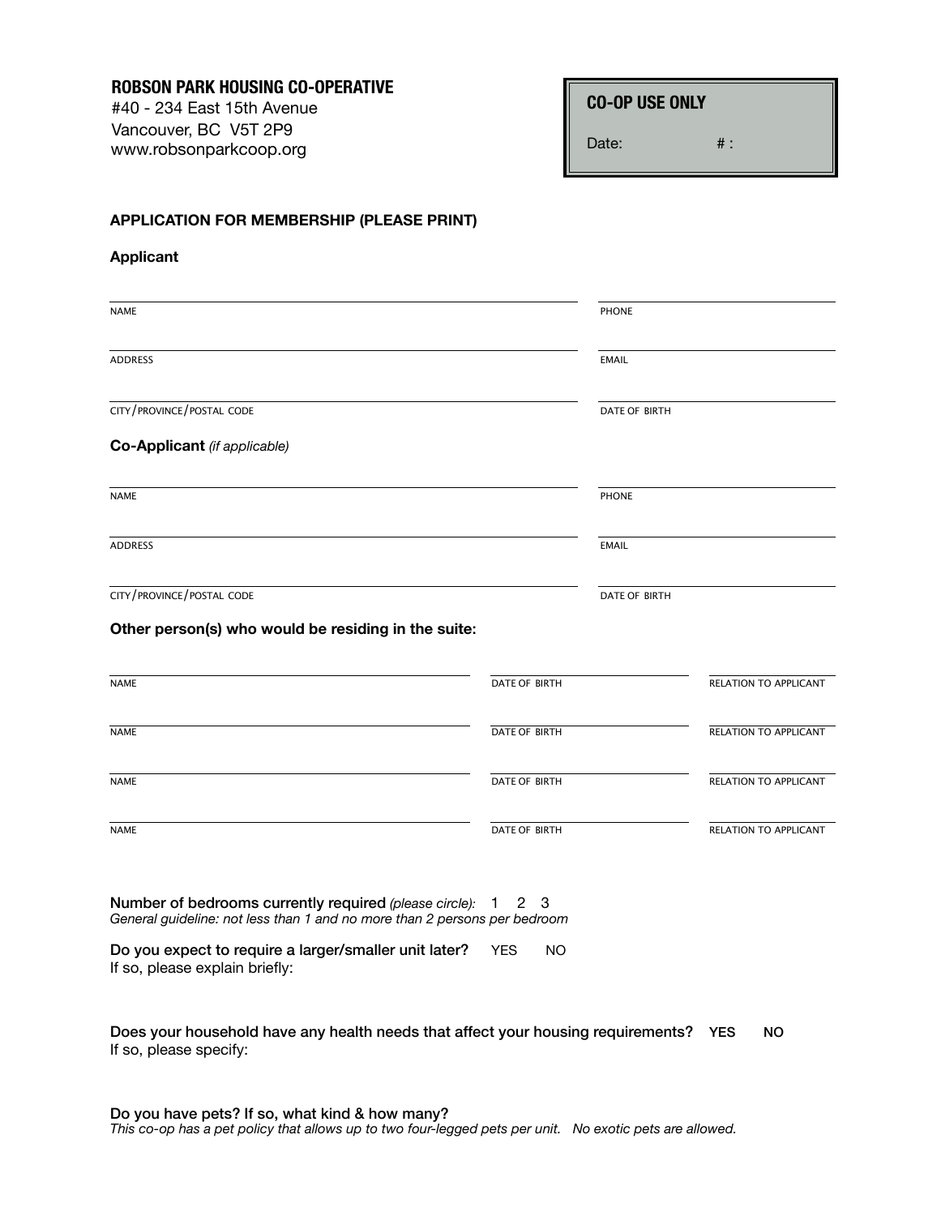**ROBSON PARK HOUSING CO-OPERATIVE**
#40 - 234 East 15th Avenue
Vancouver, BC V5T 2P9
www.robsonparkcoop.org

| CO-OP USE ONLY | |
|---|---|
| Date: | # : |

### APPLICATION FOR MEMBERSHIP (PLEASE PRINT)

**Applicant**

NAME ______________________ PHONE ______________________

ADDRESS ______________________ EMAIL ______________________

CITY/PROVINCE/POSTAL CODE ______________________ DATE OF BIRTH ______________________

**Co-Applicant** *(if applicable)*

NAME ______________________ PHONE ______________________

ADDRESS ______________________ EMAIL ______________________

CITY/PROVINCE/POSTAL CODE ______________________ DATE OF BIRTH ______________________

**Other person(s) who would be residing in the suite:**

| NAME | DATE OF BIRTH | RELATION TO APPLICANT |
|---|---|---|
| | | |
| | | |
| | | |
| | | |

**Number of bedrooms currently required** *(please circle):* 1 2 3
*General guideline: not less than 1 and no more than 2 persons per bedroom*

**Do you expect to require a larger/smaller unit later?** YES NO
If so, please explain briefly:

**Does your household have any health needs that affect your housing requirements?** YES NO
If so, please specify:

**Do you have pets? If so, what kind & how many?**
*This co-op has a pet policy that allows up to two four-legged pets per unit. No exotic pets are allowed.*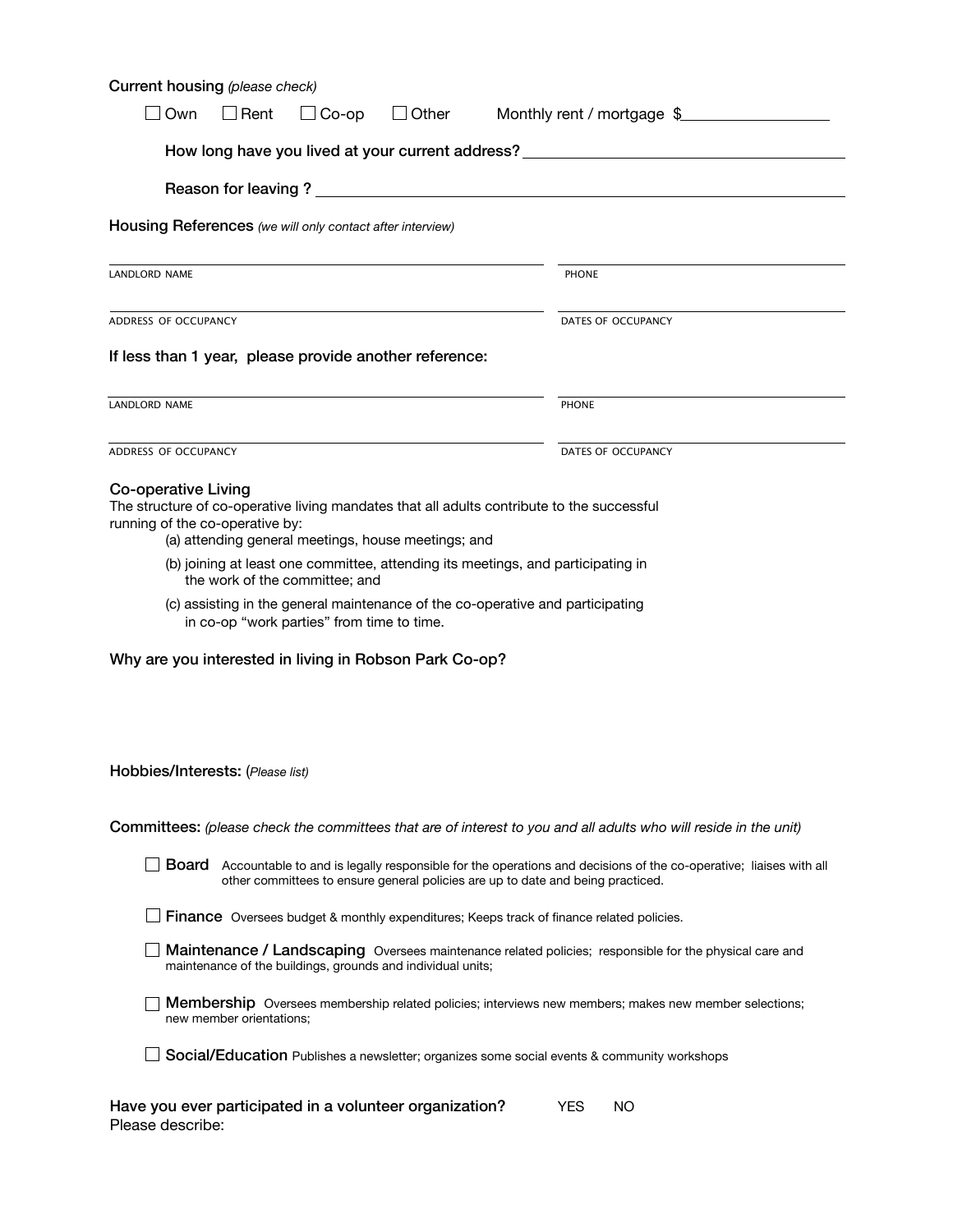**Current housing** *(please check)*

☐ Own ☐ Rent ☐ Co-op ☐ Other Monthly rent / mortgage $\_\_\_\_\_\_\_\_\_\_\_\_\_\_\_\_

How long have you lived at your current address? \_\_\_\_\_\_\_\_\_\_\_\_\_\_\_\_\_\_\_\_\_\_\_\_\_\_\_\_\_\_

Reason for leaving ? \_\_\_\_\_\_\_\_\_\_\_\_\_\_\_\_\_\_\_\_\_\_\_\_\_\_\_\_\_\_\_\_\_\_\_\_\_\_\_\_\_\_\_\_

**Housing References** *(we will only contact after interview)*

| | |
|---|---|
| LANDLORD NAME | PHONE |
| ADDRESS OF OCCUPANCY | DATES OF OCCUPANCY |

**If less than 1 year, please provide another reference:**

| | |
|---|---|
| LANDLORD NAME | PHONE |
| ADDRESS OF OCCUPANCY | DATES OF OCCUPANCY |

**Co-operative Living**

The structure of co-operative living mandates that all adults contribute to the successful running of the co-operative by:

(a) attending general meetings, house meetings; and

(b) joining at least one committee, attending its meetings, and participating in the work of the committee; and

(c) assisting in the general maintenance of the co-operative and participating in co-op "work parties" from time to time.

**Why are you interested in living in Robson Park Co-op?**

**Hobbies/Interests:** (*Please list*)

**Committees:** *(please check the committees that are of interest to you and all adults who will reside in the unit)*

☐ **Board** Accountable to and is legally responsible for the operations and decisions of the co-operative; liaises with all other committees to ensure general policies are up to date and being practiced.

☐ **Finance** Oversees budget & monthly expenditures; Keeps track of finance related policies.

☐ **Maintenance / Landscaping** Oversees maintenance related policies; responsible for the physical care and maintenance of the buildings, grounds and individual units;

☐ **Membership** Oversees membership related policies; interviews new members; makes new member selections; new member orientations;

☐ **Social/Education** Publishes a newsletter; organizes some social events & community workshops

**Have you ever participated in a volunteer organization?** YES NO

Please describe: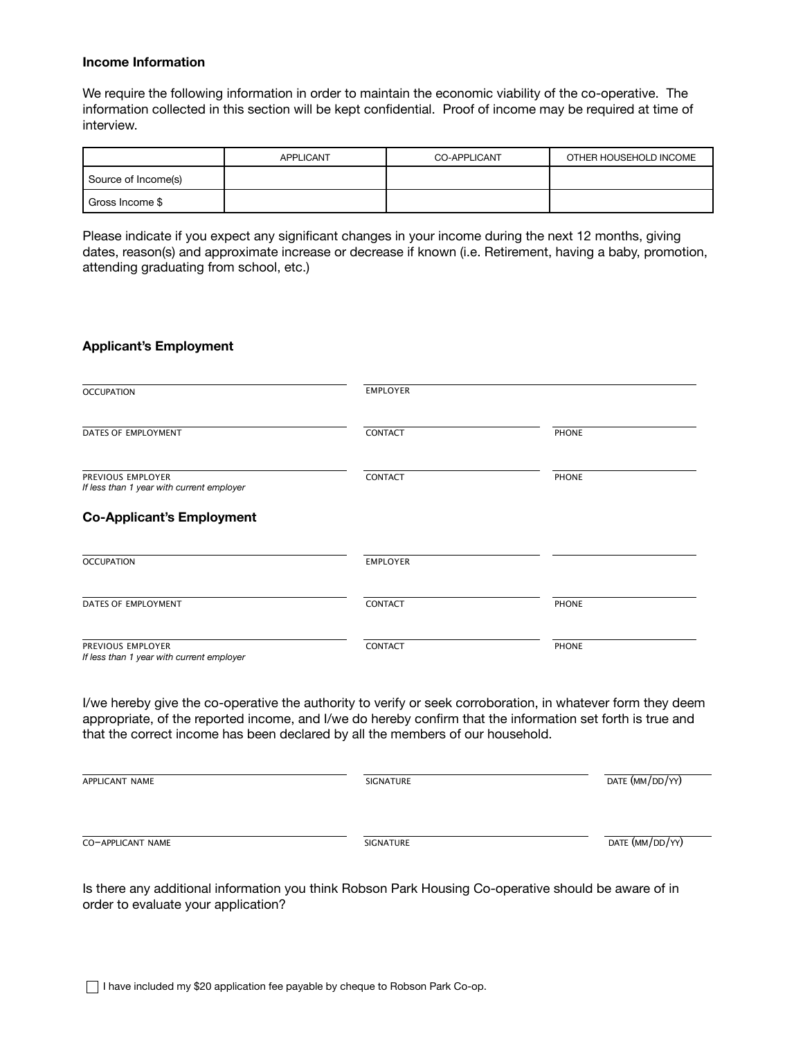**Income Information**

We require the following information in order to maintain the economic viability of the co-operative. The information collected in this section will be kept confidential. Proof of income may be required at time of interview.

| | APPLICANT | CO-APPLICANT | OTHER HOUSEHOLD INCOME |
|---|---|---|---|
| Source of Income(s) | | | |
| Gross Income $ | | | |

Please indicate if you expect any significant changes in your income during the next 12 months, giving dates, reason(s) and approximate increase or decrease if known (i.e. Retirement, having a baby, promotion, attending graduating from school, etc.)

**Applicant's Employment**

OCCUPATION

EMPLOYER

DATES OF EMPLOYMENT

CONTACT

PHONE

PREVIOUS EMPLOYER
*If less than 1 year with current employer*

CONTACT

PHONE

**Co-Applicant's Employment**

OCCUPATION

EMPLOYER

DATES OF EMPLOYMENT

CONTACT

PHONE

PREVIOUS EMPLOYER
*If less than 1 year with current employer*

CONTACT

PHONE

I/we hereby give the co-operative the authority to verify or seek corroboration, in whatever form they deem appropriate, of the reported income, and I/we do hereby confirm that the information set forth is true and that the correct income has been declared by all the members of our household.

APPLICANT NAME

SIGNATURE

DATE (MM/DD/YY)

CO–APPLICANT NAME

SIGNATURE

DATE (MM/DD/YY)

Is there any additional information you think Robson Park Housing Co-operative should be aware of in order to evaluate your application?

☐ I have included my $20 application fee payable by cheque to Robson Park Co-op.